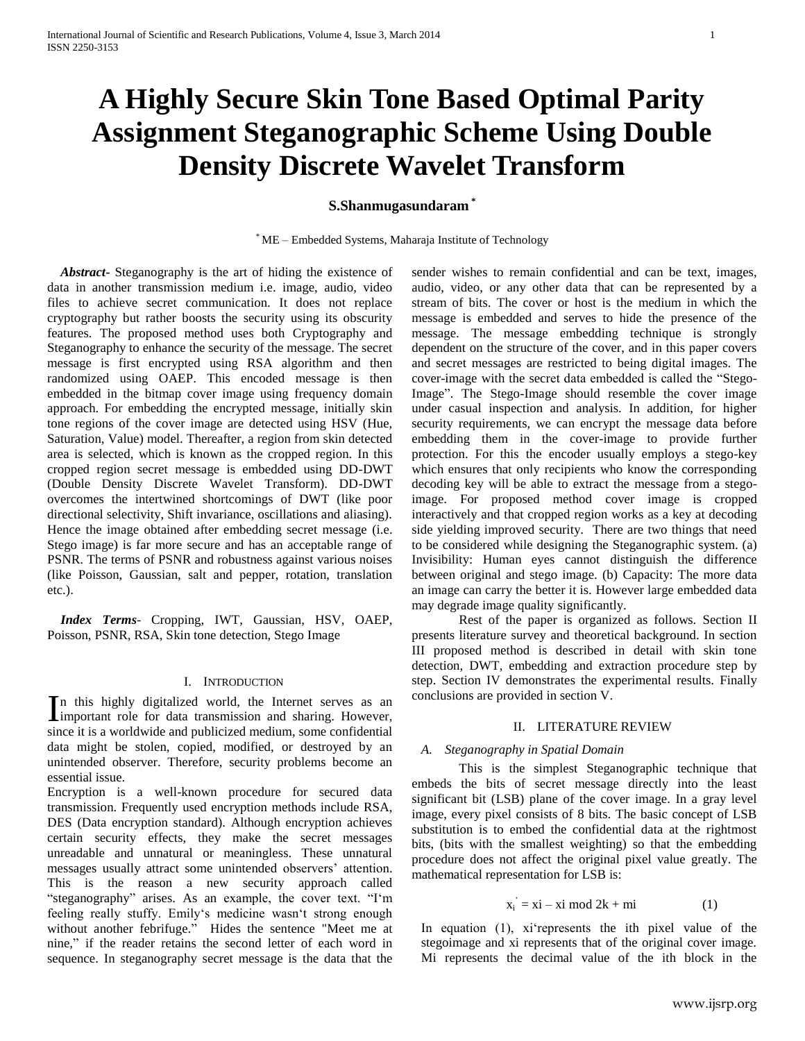# A Highly Secure Skin Tone Based Optimal Parity Assignment Steganographic Scheme Using Double Density Discrete Wavelet Transform

**S.Shanmugasundaram** [*]

[*] ME – Embedded Systems, Maharaja Institute of Technology

***Abstract-*** Steganography is the art of hiding the existence of data in another transmission medium i.e. image, audio, video files to achieve secret communication. It does not replace cryptography but rather boosts the security using its obscurity features. The proposed method uses both Cryptography and Steganography to enhance the security of the message. The secret message is first encrypted using RSA algorithm and then randomized using OAEP. This encoded message is then embedded in the bitmap cover image using frequency domain approach. For embedding the encrypted message, initially skin tone regions of the cover image are detected using HSV (Hue, Saturation, Value) model. Thereafter, a region from skin detected area is selected, which is known as the cropped region. In this cropped region secret message is embedded using DD-DWT (Double Density Discrete Wavelet Transform). DD-DWT overcomes the intertwined shortcomings of DWT (like poor directional selectivity, Shift invariance, oscillations and aliasing). Hence the image obtained after embedding secret message (i.e. Stego image) is far more secure and has an acceptable range of PSNR. The terms of PSNR and robustness against various noises (like Poisson, Gaussian, salt and pepper, rotation, translation etc.).

***Index Terms***- Cropping, IWT, Gaussian, HSV, OAEP, Poisson, PSNR, RSA, Skin tone detection, Stego Image

## I. Introduction

In this highly digitalized world, the Internet serves as an important role for data transmission and sharing. However, since it is a worldwide and publicized medium, some confidential data might be stolen, copied, modified, or destroyed by an unintended observer. Therefore, security problems become an essential issue.

Encryption is a well-known procedure for secured data transmission. Frequently used encryption methods include RSA, DES (Data encryption standard). Although encryption achieves certain security effects, they make the secret messages unreadable and unnatural or meaningless. These unnatural messages usually attract some unintended observers' attention. This is the reason a new security approach called "steganography" arises. As an example, the cover text. "I'm feeling really stuffy. Emily's medicine wasn't strong enough without another febrifuge." Hides the sentence "Meet me at nine," if the reader retains the second letter of each word in sequence. In steganography secret message is the data that the sender wishes to remain confidential and can be text, images, audio, video, or any other data that can be represented by a stream of bits. The cover or host is the medium in which the message is embedded and serves to hide the presence of the message. The message embedding technique is strongly dependent on the structure of the cover, and in this paper covers and secret messages are restricted to being digital images. The cover-image with the secret data embedded is called the "Stego-Image". The Stego-Image should resemble the cover image under casual inspection and analysis. In addition, for higher security requirements, we can encrypt the message data before embedding them in the cover-image to provide further protection. For this the encoder usually employs a stego-key which ensures that only recipients who know the corresponding decoding key will be able to extract the message from a stego-image. For proposed method cover image is cropped interactively and that cropped region works as a key at decoding side yielding improved security. There are two things that need to be considered while designing the Steganographic system. (a) Invisibility: Human eyes cannot distinguish the difference between original and stego image. (b) Capacity: The more data an image can carry the better it is. However large embedded data may degrade image quality significantly.

Rest of the paper is organized as follows. Section II presents literature survey and theoretical background. In section III proposed method is described in detail with skin tone detection, DWT, embedding and extraction procedure step by step. Section IV demonstrates the experimental results. Finally conclusions are provided in section V.

## II. LITERATURE REVIEW

### *A. Steganography in Spatial Domain*

This is the simplest Steganographic technique that embeds the bits of secret message directly into the least significant bit (LSB) plane of the cover image. In a gray level image, every pixel consists of 8 bits. The basic concept of LSB substitution is to embed the confidential data at the rightmost bits, (bits with the smallest weighting) so that the embedding procedure does not affect the original pixel value greatly. The mathematical representation for LSB is:

$$x_i' = xi – xi \bmod 2k + mi \qquad (1)$$

In equation (1), xi'represents the ith pixel value of the stegoimage and xi represents that of the original cover image. Mi represents the decimal value of the ith block in the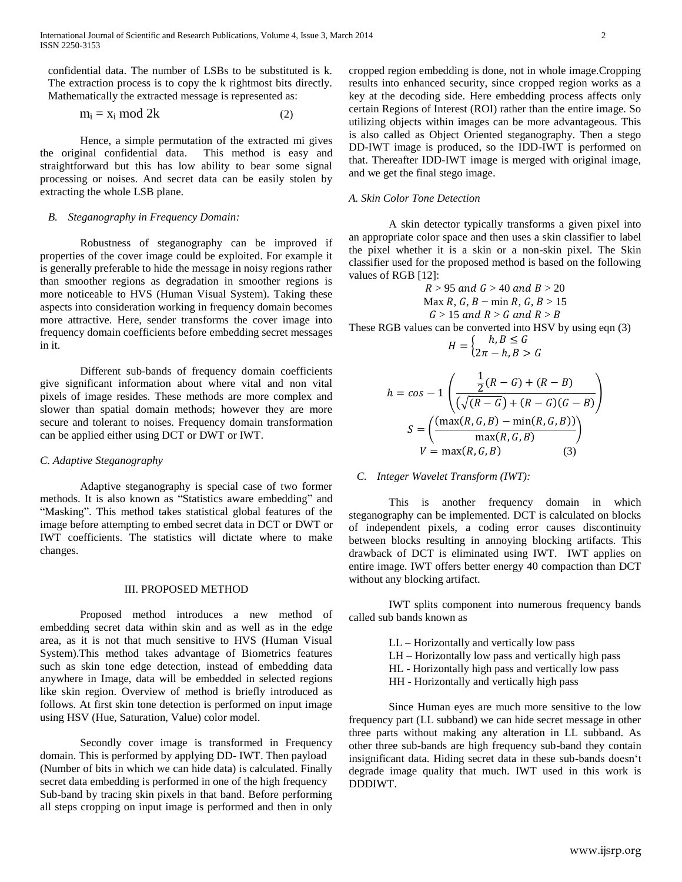confidential data. The number of LSBs to be substituted is k. The extraction process is to copy the k rightmost bits directly. Mathematically the extracted message is represented as:

$$m_i = x_i \bmod 2k \qquad (2)$$

Hence, a simple permutation of the extracted mi gives the original confidential data. This method is easy and straightforward but this has low ability to bear some signal processing or noises. And secret data can be easily stolen by extracting the whole LSB plane.

### *B. Steganography in Frequency Domain:*

Robustness of steganography can be improved if properties of the cover image could be exploited. For example it is generally preferable to hide the message in noisy regions rather than smoother regions as degradation in smoother regions is more noticeable to HVS (Human Visual System). Taking these aspects into consideration working in frequency domain becomes more attractive. Here, sender transforms the cover image into frequency domain coefficients before embedding secret messages in it.

Different sub-bands of frequency domain coefficients give significant information about where vital and non vital pixels of image resides. These methods are more complex and slower than spatial domain methods; however they are more secure and tolerant to noises. Frequency domain transformation can be applied either using DCT or DWT or IWT.

### *C. Adaptive Steganography*

Adaptive steganography is special case of two former methods. It is also known as "Statistics aware embedding" and "Masking". This method takes statistical global features of the image before attempting to embed secret data in DCT or DWT or IWT coefficients. The statistics will dictate where to make changes.

## III. PROPOSED METHOD

Proposed method introduces a new method of embedding secret data within skin and as well as in the edge area, as it is not that much sensitive to HVS (Human Visual System).This method takes advantage of Biometrics features such as skin tone edge detection, instead of embedding data anywhere in Image, data will be embedded in selected regions like skin region. Overview of method is briefly introduced as follows. At first skin tone detection is performed on input image using HSV (Hue, Saturation, Value) color model.

Secondly cover image is transformed in Frequency domain. This is performed by applying DD- IWT. Then payload (Number of bits in which we can hide data) is calculated. Finally secret data embedding is performed in one of the high frequency Sub-band by tracing skin pixels in that band. Before performing all steps cropping on input image is performed and then in only cropped region embedding is done, not in whole image.Cropping results into enhanced security, since cropped region works as a key at the decoding side. Here embedding process affects only certain Regions of Interest (ROI) rather than the entire image. So utilizing objects within images can be more advantageous. This is also called as Object Oriented steganography. Then a stego DD-IWT image is produced, so the IDD-IWT is performed on that. Thereafter IDD-IWT image is merged with original image, and we get the final stego image.

### *A. Skin Color Tone Detection*

A skin detector typically transforms a given pixel into an appropriate color space and then uses a skin classifier to label the pixel whether it is a skin or a non-skin pixel. The Skin classifier used for the proposed method is based on the following values of RGB [12]:

$$R > 95 \text{ and } G > 40 \text{ and } B > 20$$
$$\text{Max } R, G, B - \min R, G, B > 15$$
$$G > 15 \text{ and } R > G \text{ and } R > B$$

These RGB values can be converted into HSV by using eqn (3)

$$H = \begin{cases} h, B \leq G \\ 2\pi - h, B > G \end{cases}$$

$$h = cos - 1\left(\frac{\frac{1}{2}(R-G)+(R-B)}{\left(\sqrt{(R-G)}\right)+(R-G)(G-B)}\right)$$

$$S = \left(\frac{(\max(R,G,B) - \min(R,G,B))}{\max(R,G,B)}\right)$$

$$V = \max(R,G,B) \qquad (3)$$

### *C. Integer Wavelet Transform (IWT):*

This is another frequency domain in which steganography can be implemented. DCT is calculated on blocks of independent pixels, a coding error causes discontinuity between blocks resulting in annoying blocking artifacts. This drawback of DCT is eliminated using IWT. IWT applies on entire image. IWT offers better energy 40 compaction than DCT without any blocking artifact.

IWT splits component into numerous frequency bands called sub bands known as

- LL – Horizontally and vertically low pass
- LH – Horizontally low pass and vertically high pass
- HL - Horizontally high pass and vertically low pass
- HH - Horizontally and vertically high pass

Since Human eyes are much more sensitive to the low frequency part (LL subband) we can hide secret message in other three parts without making any alteration in LL subband. As other three sub-bands are high frequency sub-band they contain insignificant data. Hiding secret data in these sub-bands doesn't degrade image quality that much. IWT used in this work is DDDIWT.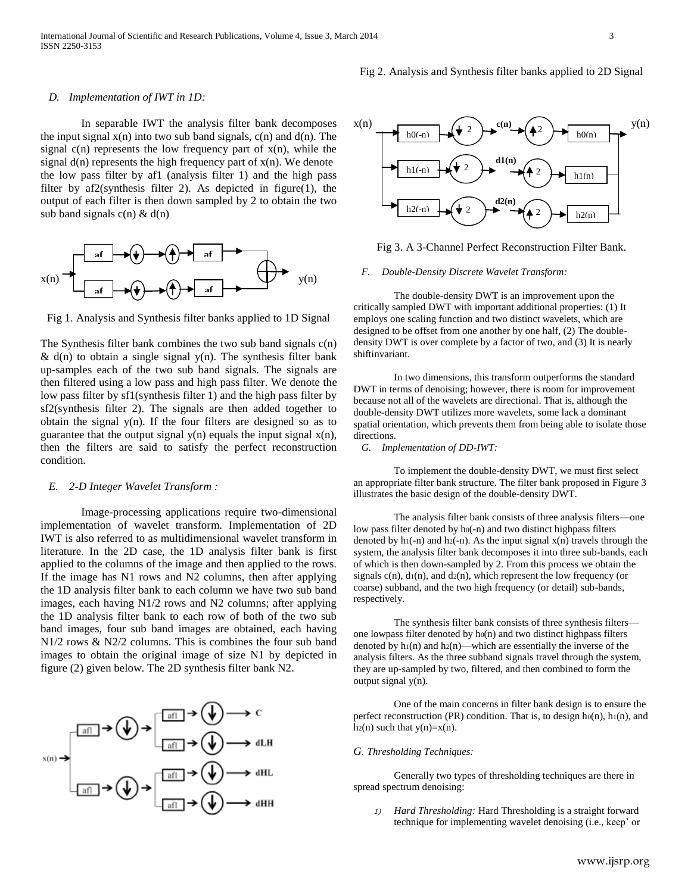### D. Implementation of IWT in 1D:

In separable IWT the analysis filter bank decomposes the input signal x(n) into two sub band signals, c(n) and d(n). The signal c(n) represents the low frequency part of x(n), while the signal d(n) represents the high frequency part of x(n). We denote the low pass filter by af1 (analysis filter 1) and the high pass filter by af2(synthesis filter 2). As depicted in figure(1), the output of each filter is then down sampled by 2 to obtain the two sub band signals c(n) & d(n)

Fig 1. Analysis and Synthesis filter banks applied to 1D Signal

The Synthesis filter bank combines the two sub band signals c(n) & d(n) to obtain a single signal y(n). The synthesis filter bank up-samples each of the two sub band signals. The signals are then filtered using a low pass and high pass filter. We denote the low pass filter by sf1(synthesis filter 1) and the high pass filter by sf2(synthesis filter 2). The signals are then added together to obtain the signal y(n). If the four filters are designed so as to guarantee that the output signal y(n) equals the input signal x(n), then the filters are said to satisfy the perfect reconstruction condition.

### E. 2-D Integer Wavelet Transform :

Image-processing applications require two-dimensional implementation of wavelet transform. Implementation of 2D IWT is also referred to as multidimensional wavelet transform in literature. In the 2D case, the 1D analysis filter bank is first applied to the columns of the image and then applied to the rows. If the image has N1 rows and N2 columns, then after applying the 1D analysis filter bank to each column we have two sub band images, each having N1/2 rows and N2 columns; after applying the 1D analysis filter bank to each row of both of the two sub band images, four sub band images are obtained, each having N1/2 rows & N2/2 columns. This is combines the four sub band images to obtain the original image of size N1 by depicted in figure (2) given below. The 2D synthesis filter bank N2.

Fig 2. Analysis and Synthesis filter banks applied to 2D Signal

Fig 3. A 3-Channel Perfect Reconstruction Filter Bank.

### F. Double-Density Discrete Wavelet Transform:

The double-density DWT is an improvement upon the critically sampled DWT with important additional properties: (1) It employs one scaling function and two distinct wavelets, which are designed to be offset from one another by one half, (2) The double-density DWT is over complete by a factor of two, and (3) It is nearly shiftinvariant.

In two dimensions, this transform outperforms the standard DWT in terms of denoising; however, there is room for improvement because not all of the wavelets are directional. That is, although the double-density DWT utilizes more wavelets, some lack a dominant spatial orientation, which prevents them from being able to isolate those directions.

### G. Implementation of DD-IWT:

To implement the double-density DWT, we must first select an appropriate filter bank structure. The filter bank proposed in Figure 3 illustrates the basic design of the double-density DWT.

The analysis filter bank consists of three analysis filters—one low pass filter denoted by $h_0(-n)$ and two distinct highpass filters denoted by $h_1(-n)$ and $h_2(-n)$. As the input signal x(n) travels through the system, the analysis filter bank decomposes it into three sub-bands, each of which is then down-sampled by 2. From this process we obtain the signals c(n), $d_1(n)$, and $d_2(n)$, which represent the low frequency (or coarse) subband, and the two high frequency (or detail) sub-bands, respectively.

The synthesis filter bank consists of three synthesis filters—one lowpass filter denoted by $h_0(n)$ and two distinct highpass filters denoted by $h_1(n)$ and $h_2(n)$—which are essentially the inverse of the analysis filters. As the three subband signals travel through the system, they are up-sampled by two, filtered, and then combined to form the output signal y(n).

One of the main concerns in filter bank design is to ensure the perfect reconstruction (PR) condition. That is, to design $h_0(n)$, $h_1(n)$, and $h_2(n)$ such that y(n)=x(n).

### G. Thresholding Techniques:

Generally two types of thresholding techniques are there in spread spectrum denoising:

1) *Hard Thresholding:* Hard Thresholding is a straight forward technique for implementing wavelet denoising (i.e., keep' or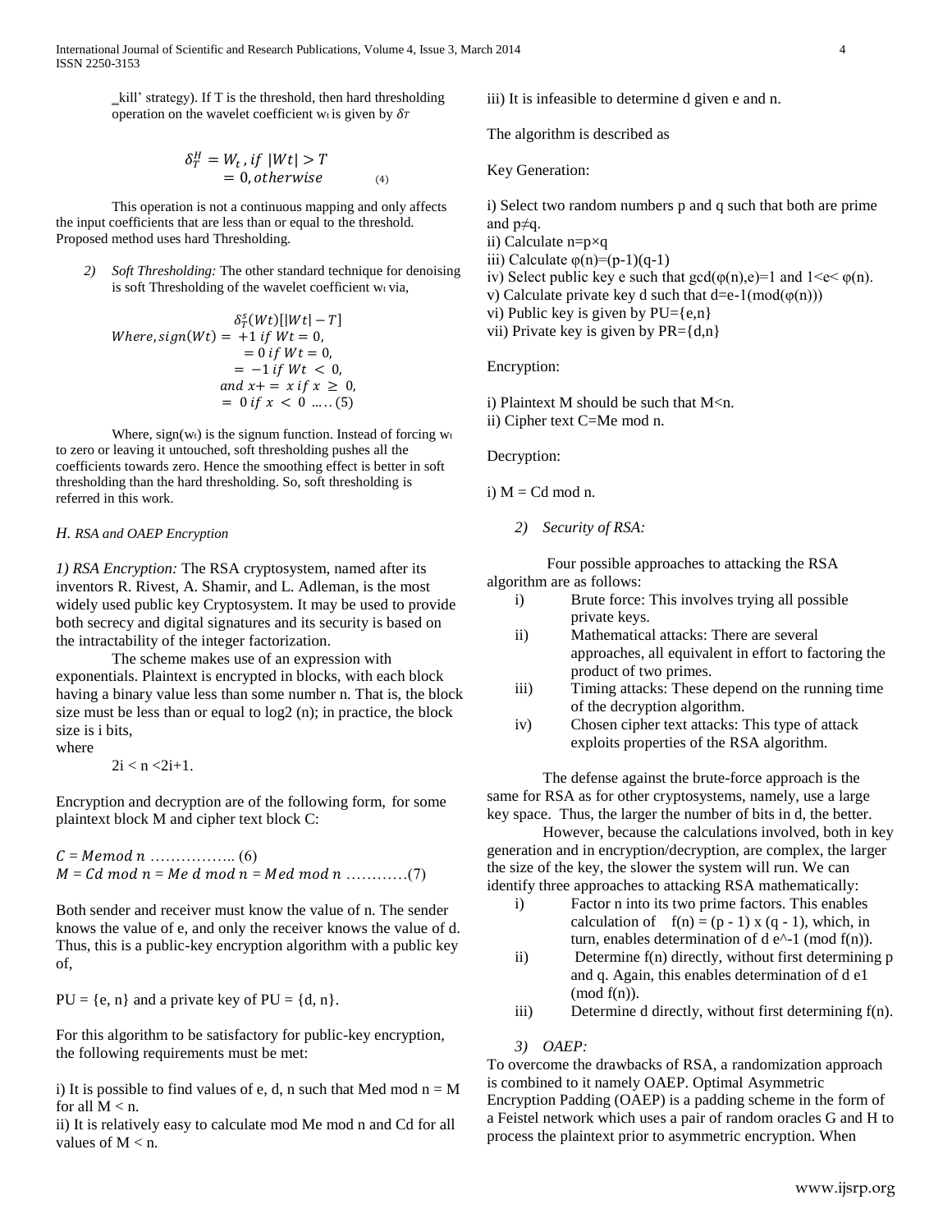_kill' strategy). If T is the threshold, then hard thresholding operation on the wavelet coefficient $w_t$ is given by $\delta_T$

$$\delta_T^H = W_t \, , if \ |Wt| > T$$
$$= 0, otherwise \quad (4)$$

This operation is not a continuous mapping and only affects the input coefficients that are less than or equal to the threshold. Proposed method uses hard Thresholding.

2) *Soft Thresholding:* The other standard technique for denoising is soft Thresholding of the wavelet coefficient $w_t$ via,

$$\delta_T^s(Wt)[|Wt| - T]$$
$$Where, sign(Wt) = +1 \ if \ Wt = 0,$$
$$= 0 \ if \ Wt = 0,$$
$$= -1 \ if \ Wt < 0,$$
$$and \ x+ = x \ if \ x \geq 0,$$
$$= 0 \ if \ x < 0 \ \ldots (5)$$

Where, $sign(w_t)$ is the signum function. Instead of forcing $w_t$ to zero or leaving it untouched, soft thresholding pushes all the coefficients towards zero. Hence the smoothing effect is better in soft thresholding than the hard thresholding. So, soft thresholding is referred in this work.

### *H. RSA and OAEP Encryption*

*1) RSA Encryption:* The RSA cryptosystem, named after its inventors R. Rivest, A. Shamir, and L. Adleman, is the most widely used public key Cryptosystem. It may be used to provide both secrecy and digital signatures and its security is based on the intractability of the integer factorization.

The scheme makes use of an expression with exponentials. Plaintext is encrypted in blocks, with each block having a binary value less than some number n. That is, the block size must be less than or equal to log2 (n); in practice, the block size is i bits,

where

$2i < n < 2i+1$.

Encryption and decryption are of the following form, for some plaintext block M and cipher text block C:

$C = Memod \ n$ …………….. (6)

$M = Cd \ mod \ n = Me \ d \ mod \ n = Med \ mod \ n$ …………(7)

Both sender and receiver must know the value of n. The sender knows the value of e, and only the receiver knows the value of d. Thus, this is a public-key encryption algorithm with a public key of,

PU = {e, n} and a private key of PU = {d, n}.

For this algorithm to be satisfactory for public-key encryption, the following requirements must be met:

i) It is possible to find values of e, d, n such that Med mod n = M for all M < n.

ii) It is relatively easy to calculate mod Me mod n and Cd for all values of M < n.

iii) It is infeasible to determine d given e and n.

The algorithm is described as

Key Generation:

i) Select two random numbers p and q such that both are prime and p≠q.

ii) Calculate n=p×q

iii) Calculate φ(n)=(p-1)(q-1)

iv) Select public key e such that gcd(φ(n),e)=1 and 1<e< φ(n).

v) Calculate private key d such that d=e-1(mod(φ(n)))

vi) Public key is given by PU={e,n}

vii) Private key is given by PR={d,n}

Encryption:

i) Plaintext M should be such that M<n.

ii) Cipher text C=Me mod n.

Decryption:

i) M = Cd mod n.

*2) Security of RSA:*

Four possible approaches to attacking the RSA algorithm are as follows:

i) Brute force: This involves trying all possible private keys.
ii) Mathematical attacks: There are several approaches, all equivalent in effort to factoring the product of two primes.
iii) Timing attacks: These depend on the running time of the decryption algorithm.
iv) Chosen cipher text attacks: This type of attack exploits properties of the RSA algorithm.

The defense against the brute-force approach is the same for RSA as for other cryptosystems, namely, use a large key space. Thus, the larger the number of bits in d, the better.

However, because the calculations involved, both in key generation and in encryption/decryption, are complex, the larger the size of the key, the slower the system will run. We can identify three approaches to attacking RSA mathematically:

i) Factor n into its two prime factors. This enables calculation of f(n) = (p - 1) x (q - 1), which, in turn, enables determination of d e^-1 (mod f(n)).
ii) Determine f(n) directly, without first determining p and q. Again, this enables determination of d e1 (mod f(n)).
iii) Determine d directly, without first determining f(n).

*3) OAEP:*

To overcome the drawbacks of RSA, a randomization approach is combined to it namely OAEP. Optimal Asymmetric Encryption Padding (OAEP) is a padding scheme in the form of a Feistel network which uses a pair of random oracles G and H to process the plaintext prior to asymmetric encryption. When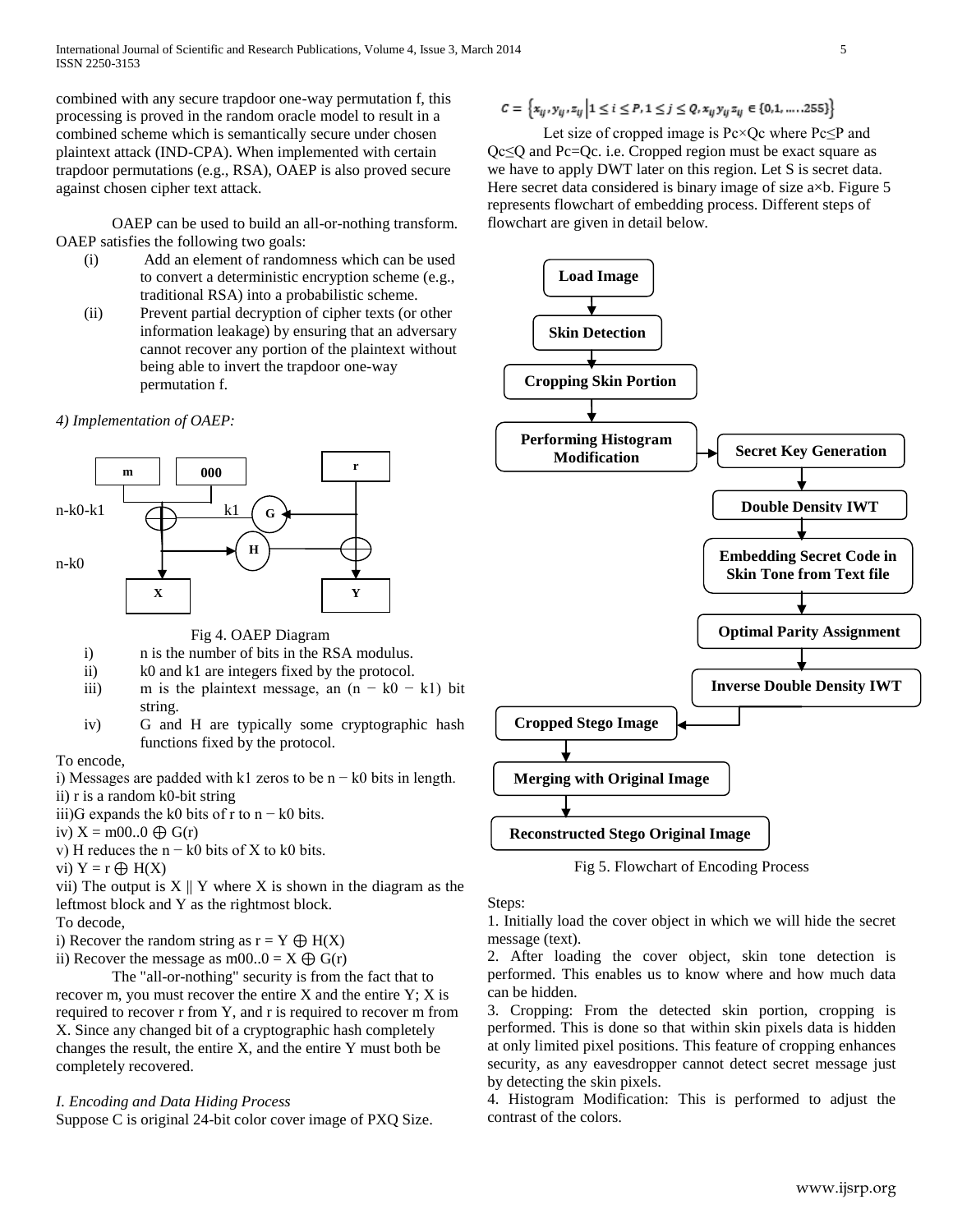combined with any secure trapdoor one-way permutation f, this processing is proved in the random oracle model to result in a combined scheme which is semantically secure under chosen plaintext attack (IND-CPA). When implemented with certain trapdoor permutations (e.g., RSA), OAEP is also proved secure against chosen cipher text attack.

OAEP can be used to build an all-or-nothing transform. OAEP satisfies the following two goals:

(i) Add an element of randomness which can be used to convert a deterministic encryption scheme (e.g., traditional RSA) into a probabilistic scheme.

(ii) Prevent partial decryption of cipher texts (or other information leakage) by ensuring that an adversary cannot recover any portion of the plaintext without being able to invert the trapdoor one-way permutation f.

*4) Implementation of OAEP:*

Fig 4. OAEP Diagram

i) n is the number of bits in the RSA modulus.

ii) k0 and k1 are integers fixed by the protocol.

iii) m is the plaintext message, an $(n - k0 - k1)$ bit string.

iv) G and H are typically some cryptographic hash functions fixed by the protocol.

To encode,

i) Messages are padded with k1 zeros to be $n - k0$ bits in length.

ii) r is a random k0-bit string

iii)G expands the k0 bits of r to $n - k0$ bits.

iv) $X = m00..0 \oplus G(r)$

v) H reduces the $n - k0$ bits of X to k0 bits.

vi) $Y = r \oplus H(X)$

vii) The output is $X \| Y$ where X is shown in the diagram as the leftmost block and Y as the rightmost block.

To decode,

i) Recover the random string as $r = Y \oplus H(X)$

ii) Recover the message as $m00..0 = X \oplus G(r)$

The "all-or-nothing" security is from the fact that to recover m, you must recover the entire X and the entire Y; X is required to recover r from Y, and r is required to recover m from X. Since any changed bit of a cryptographic hash completely changes the result, the entire X, and the entire Y must both be completely recovered.

*I. Encoding and Data Hiding Process*

Suppose C is original 24-bit color cover image of PXQ Size.

$$C = \{x_{ij}, y_{ij}, z_{ij} \mid 1 \le i \le P, 1 \le j \le Q, x_{ij} y_{ij} z_{ij} \in \{0,1,\ldots,255\}\}$$

Let size of cropped image is Pc×Qc where Pc≤P and Qc≤Q and Pc=Qc. i.e. Cropped region must be exact square as we have to apply DWT later on this region. Let S is secret data. Here secret data considered is binary image of size a×b. Figure 5 represents flowchart of embedding process. Different steps of flowchart are given in detail below.

Load Image → Skin Detection → Cropping Skin Portion → Performing Histogram Modification → Secret Key Generation → Double Density IWT → Embedding Secret Code in Skin Tone from Text file → Optimal Parity Assignment → Inverse Double Density IWT → Cropped Stego Image → Merging with Original Image → Reconstructed Stego Original Image

Fig 5. Flowchart of Encoding Process

Steps:

1. Initially load the cover object in which we will hide the secret message (text).

2. After loading the cover object, skin tone detection is performed. This enables us to know where and how much data can be hidden.

3. Cropping: From the detected skin portion, cropping is performed. This is done so that within skin pixels data is hidden at only limited pixel positions. This feature of cropping enhances security, as any eavesdropper cannot detect secret message just by detecting the skin pixels.

4. Histogram Modification: This is performed to adjust the contrast of the colors.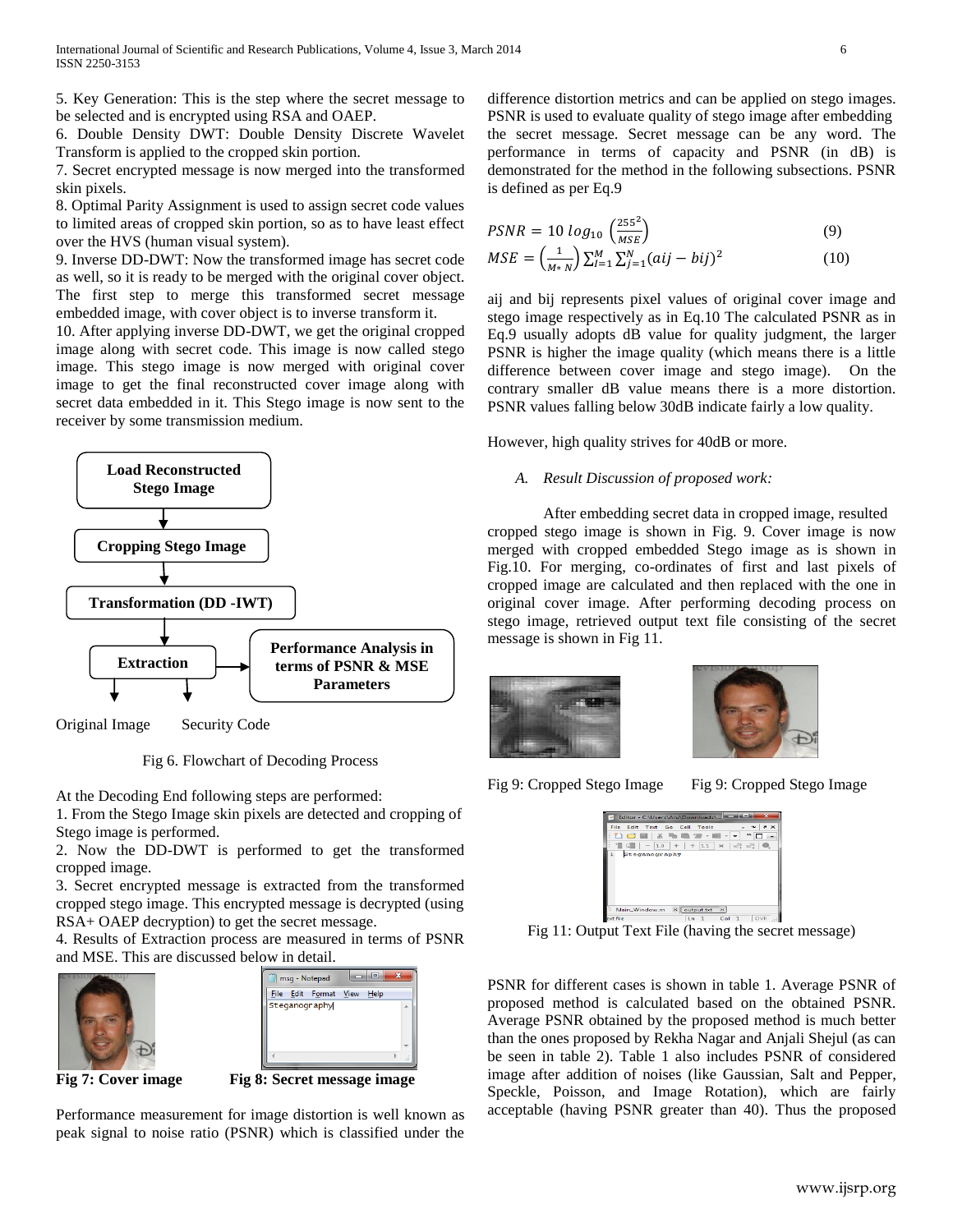5. Key Generation: This is the step where the secret message to be selected and is encrypted using RSA and OAEP.

6. Double Density DWT: Double Density Discrete Wavelet Transform is applied to the cropped skin portion.

7. Secret encrypted message is now merged into the transformed skin pixels.

8. Optimal Parity Assignment is used to assign secret code values to limited areas of cropped skin portion, so as to have least effect over the HVS (human visual system).

9. Inverse DD-DWT: Now the transformed image has secret code as well, so it is ready to be merged with the original cover object. The first step to merge this transformed secret message embedded image, with cover object is to inverse transform it.

10. After applying inverse DD-DWT, we get the original cropped image along with secret code. This image is now called stego image. This stego image is now merged with original cover image to get the final reconstructed cover image along with secret data embedded in it. This Stego image is now sent to the receiver by some transmission medium.

Load Reconstructed Stego Image → Cropping Stego Image → Transformation (DD -IWT) → Extraction → Performance Analysis in terms of PSNR & MSE Parameters

Original Image    Security Code

Fig 6. Flowchart of Decoding Process

At the Decoding End following steps are performed:

1. From the Stego Image skin pixels are detected and cropping of Stego image is performed.

2. Now the DD-DWT is performed to get the transformed cropped image.

3. Secret encrypted message is extracted from the transformed cropped stego image. This encrypted message is decrypted (using RSA+ OAEP decryption) to get the secret message.

4. Results of Extraction process are measured in terms of PSNR and MSE. This are discussed below in detail.

**Fig 7: Cover image**

**Fig 8: Secret message image**

Performance measurement for image distortion is well known as peak signal to noise ratio (PSNR) which is classified under the difference distortion metrics and can be applied on stego images. PSNR is used to evaluate quality of stego image after embedding the secret message. Secret message can be any word. The performance in terms of capacity and PSNR (in dB) is demonstrated for the method in the following subsections. PSNR is defined as per Eq.9

$$PSNR = 10\, log_{10}\left(\frac{255^2}{MSE}\right) \tag{9}$$

$$MSE = \left(\frac{1}{M * N}\right)\sum_{i=1}^{M}\sum_{j=1}^{N}(aij - bij)^2 \tag{10}$$

aij and bij represents pixel values of original cover image and stego image respectively as in Eq.10 The calculated PSNR as in Eq.9 usually adopts dB value for quality judgment, the larger PSNR is higher the image quality (which means there is a little difference between cover image and stego image). On the contrary smaller dB value means there is a more distortion. PSNR values falling below 30dB indicate fairly a low quality.

However, high quality strives for 40dB or more.

### *A. Result Discussion of proposed work:*

After embedding secret data in cropped image, resulted cropped stego image is shown in Fig. 9. Cover image is now merged with cropped embedded Stego image as is shown in Fig.10. For merging, co-ordinates of first and last pixels of cropped image are calculated and then replaced with the one in original cover image. After performing decoding process on stego image, retrieved output text file consisting of the secret message is shown in Fig 11.

Fig 9: Cropped Stego Image    Fig 9: Cropped Stego Image

Fig 11: Output Text File (having the secret message)

PSNR for different cases is shown in table 1. Average PSNR of proposed method is calculated based on the obtained PSNR. Average PSNR obtained by the proposed method is much better than the ones proposed by Rekha Nagar and Anjali Shejul (as can be seen in table 2). Table 1 also includes PSNR of considered image after addition of noises (like Gaussian, Salt and Pepper, Speckle, Poisson, and Image Rotation), which are fairly acceptable (having PSNR greater than 40). Thus the proposed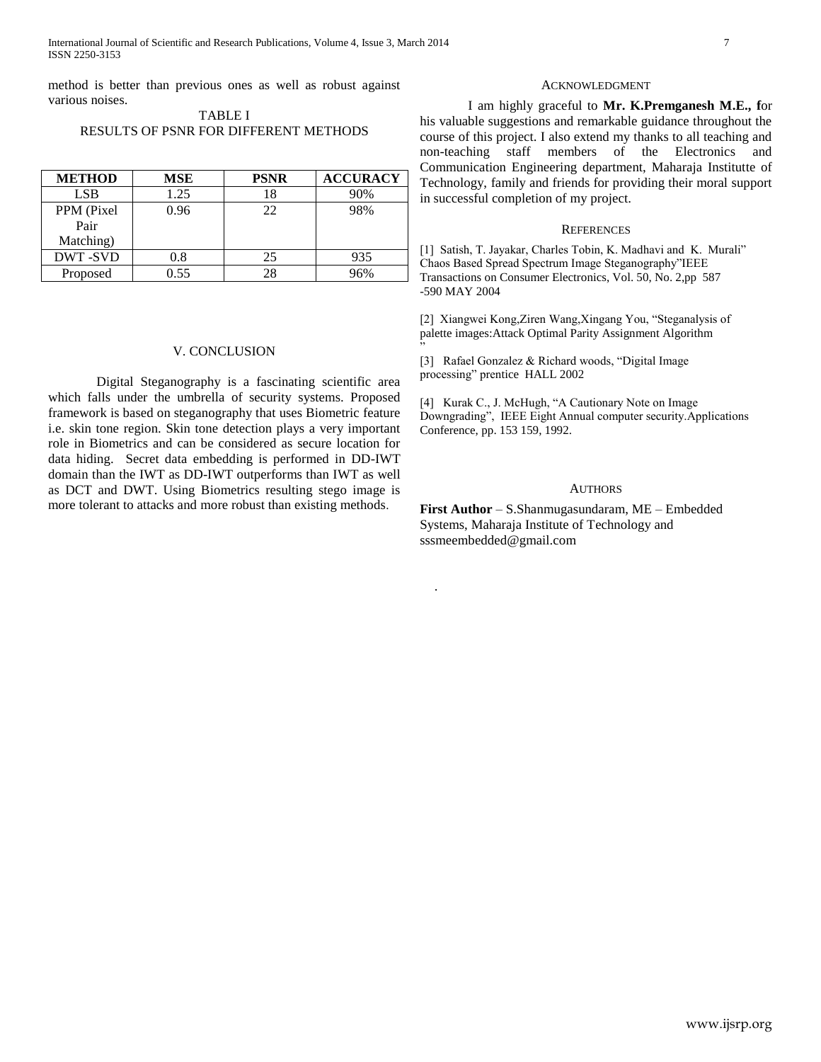method is better than previous ones as well as robust against various noises.

TABLE I
RESULTS OF PSNR FOR DIFFERENT METHODS

| METHOD | MSE | PSNR | ACCURACY |
|---|---|---|---|
| LSB | 1.25 | 18 | 90% |
| PPM (Pixel Pair Matching) | 0.96 | 22 | 98% |
| DWT -SVD | 0.8 | 25 | 935 |
| Proposed | 0.55 | 28 | 96% |

## V. CONCLUSION

Digital Steganography is a fascinating scientific area which falls under the umbrella of security systems. Proposed framework is based on steganography that uses Biometric feature i.e. skin tone region. Skin tone detection plays a very important role in Biometrics and can be considered as secure location for data hiding. Secret data embedding is performed in DD-IWT domain than the IWT as DD-IWT outperforms than IWT as well as DCT and DWT. Using Biometrics resulting stego image is more tolerant to attacks and more robust than existing methods.

## ACKNOWLEDGMENT

I am highly graceful to **Mr. K.Premganesh M.E., f**or his valuable suggestions and remarkable guidance throughout the course of this project. I also extend my thanks to all teaching and non-teaching staff members of the Electronics and Communication Engineering department, Maharaja Institutte of Technology, family and friends for providing their moral support in successful completion of my project.

## REFERENCES

[1] Satish, T. Jayakar, Charles Tobin, K. Madhavi and K. Murali" Chaos Based Spread Spectrum Image Steganography"IEEE Transactions on Consumer Electronics, Vol. 50, No. 2,pp 587 -590 MAY 2004

[2] Xiangwei Kong,Ziren Wang,Xingang You, "Steganalysis of palette images:Attack Optimal Parity Assignment Algorithm "

[3] Rafael Gonzalez & Richard woods, "Digital Image processing" prentice HALL 2002

[4] Kurak C., J. McHugh, "A Cautionary Note on Image Downgrading", IEEE Eight Annual computer security.Applications Conference, pp. 153 159, 1992.

## AUTHORS

**First Author** – S.Shanmugasundaram, ME – Embedded Systems, Maharaja Institute of Technology and sssmeembedded@gmail.com

.